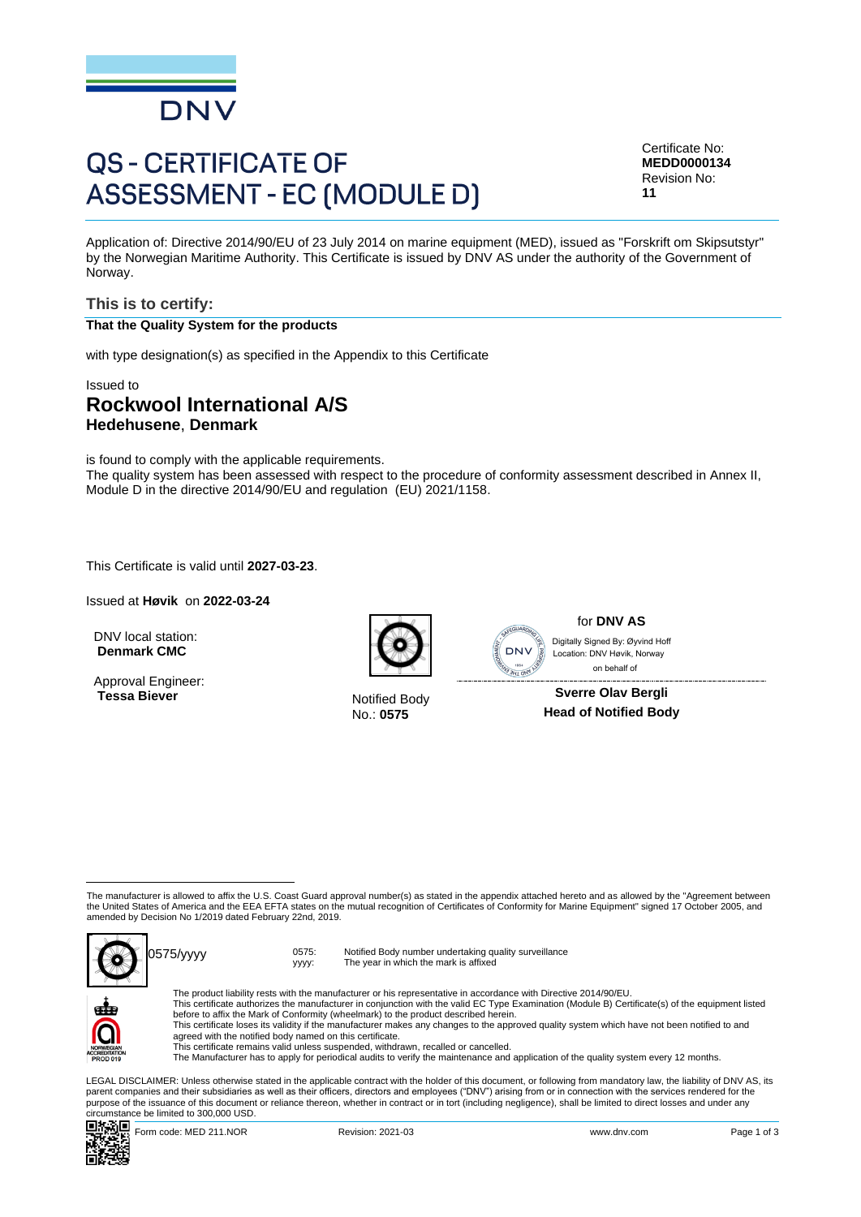DNV

# QS - CERTIFICATE OF ASSESSMENT - EC (MODULE D)

Certificate No:
**MEDD0000134**
Revision No:
**11**

Application of: Directive 2014/90/EU of 23 July 2014 on marine equipment (MED), issued as "Forskrift om Skipsutstyr" by the Norwegian Maritime Authority. This Certificate is issued by DNV AS under the authority of the Government of Norway.

## This is to certify:

**That the Quality System for the products**

with type designation(s) as specified in the Appendix to this Certificate

Issued to

## Rockwool International A/S

**Hedehusene**, **Denmark**

is found to comply with the applicable requirements.
The quality system has been assessed with respect to the procedure of conformity assessment described in Annex II, Module D in the directive 2014/90/EU and regulation (EU) 2021/1158.

This Certificate is valid until **2027-03-23**.

Issued at **Høvik** on **2022-03-24**

DNV local station:
**Denmark CMC**

Approval Engineer:
**Tessa Biever**

Notified Body
No.: **0575**

for **DNV AS**

Digitally Signed By: Øyvind Hoff
Location: DNV Høvik, Norway
on behalf of

**Sverre Olav Bergli**
**Head of Notified Body**

---

The manufacturer is allowed to affix the U.S. Coast Guard approval number(s) as stated in the appendix attached hereto and as allowed by the "Agreement between the United States of America and the EEA EFTA states on the mutual recognition of Certificates of Conformity for Marine Equipment" signed 17 October 2005, and amended by Decision No 1/2019 dated February 22nd, 2019.

0575/yyyy

0575: Notified Body number undertaking quality surveillance
yyyy: The year in which the mark is affixed

The product liability rests with the manufacturer or his representative in accordance with Directive 2014/90/EU.
This certificate authorizes the manufacturer in conjunction with the valid EC Type Examination (Module B) Certificate(s) of the equipment listed before to affix the Mark of Conformity (wheelmark) to the product described herein.
This certificate loses its validity if the manufacturer makes any changes to the approved quality system which have not been notified to and agreed with the notified body named on this certificate.
This certificate remains valid unless suspended, withdrawn, recalled or cancelled.
The Manufacturer has to apply for periodical audits to verify the maintenance and application of the quality system every 12 months.

LEGAL DISCLAIMER: Unless otherwise stated in the applicable contract with the holder of this document, or following from mandatory law, the liability of DNV AS, its parent companies and their subsidiaries as well as their officers, directors and employees ("DNV") arising from or in connection with the services rendered for the purpose of the issuance of this document or reliance thereon, whether in contract or in tort (including negligence), shall be limited to direct losses and under any circumstance be limited to 300,000 USD.

Form code: MED 211.NOR Revision: 2021-03 www.dnv.com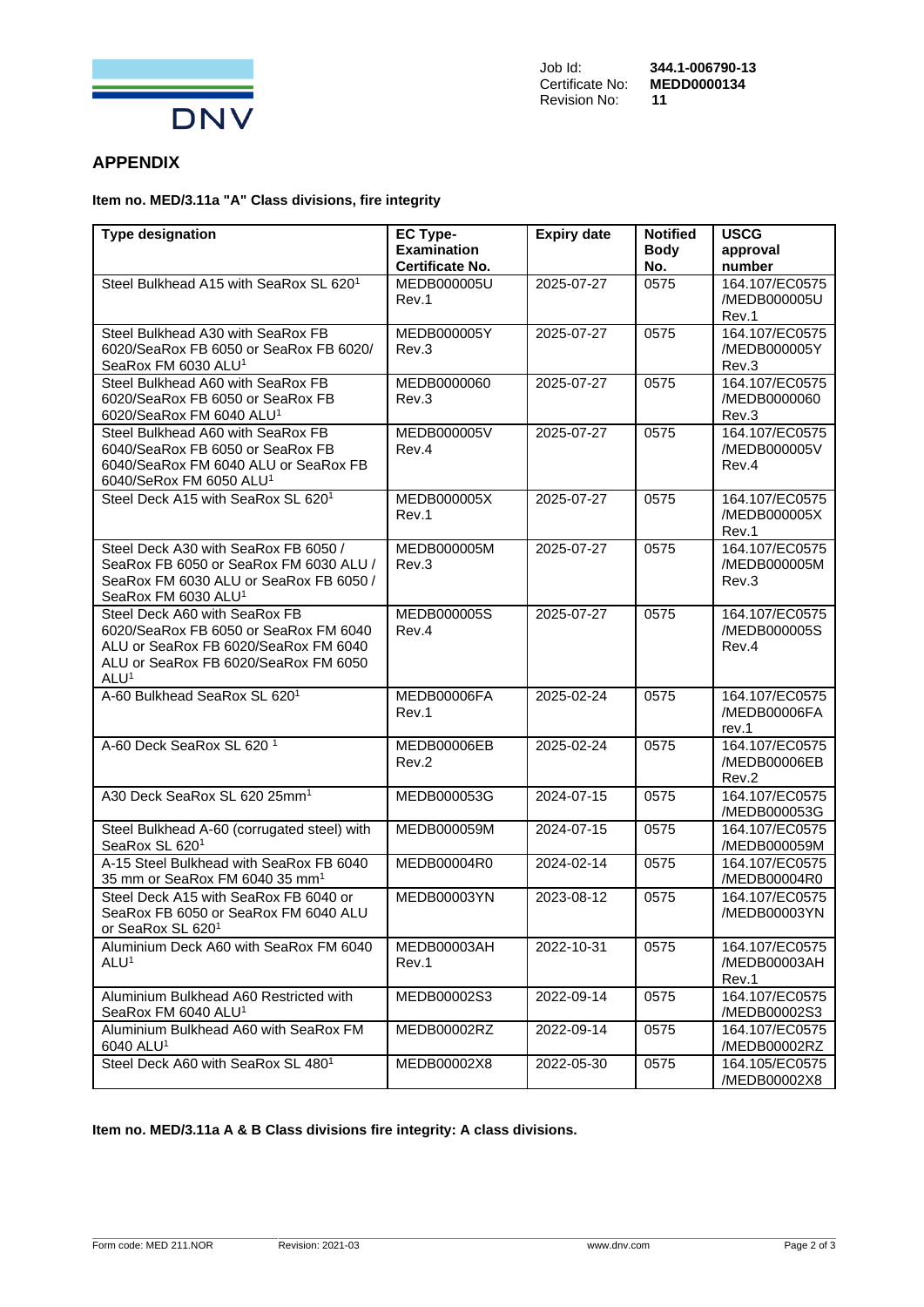Job Id: **344.1-006790-13**
Certificate No: **MEDD0000134**
Revision No: **11**

## APPENDIX

**Item no. MED/3.11a "A" Class divisions, fire integrity**

| Type designation | EC Type-Examination Certificate No. | Expiry date | Notified Body No. | USCG approval number |
|---|---|---|---|---|
| Steel Bulkhead A15 with SeaRox SL 620[1] | MEDB000005U Rev.1 | 2025-07-27 | 0575 | 164.107/EC0575 /MEDB000005U Rev.1 |
| Steel Bulkhead A30 with SeaRox FB 6020/SeaRox FB 6050 or SeaRox FB 6020/ SeaRox FM 6030 ALU[1] | MEDB000005Y Rev.3 | 2025-07-27 | 0575 | 164.107/EC0575 /MEDB000005Y Rev.3 |
| Steel Bulkhead A60 with SeaRox FB 6020/SeaRox FB 6050 or SeaRox FB 6020/SeaRox FM 6040 ALU[1] | MEDB0000060 Rev.3 | 2025-07-27 | 0575 | 164.107/EC0575 /MEDB0000060 Rev.3 |
| Steel Bulkhead A60 with SeaRox FB 6040/SeaRox FB 6050 or SeaRox FB 6040/SeaRox FM 6040 ALU or SeaRox FB 6040/SeRox FM 6050 ALU[1] | MEDB000005V Rev.4 | 2025-07-27 | 0575 | 164.107/EC0575 /MEDB000005V Rev.4 |
| Steel Deck A15 with SeaRox SL 620[1] | MEDB000005X Rev.1 | 2025-07-27 | 0575 | 164.107/EC0575 /MEDB000005X Rev.1 |
| Steel Deck A30 with SeaRox FB 6050 / SeaRox FB 6050 or SeaRox FM 6030 ALU / SeaRox FM 6030 ALU or SeaRox FB 6050 / SeaRox FM 6030 ALU[1] | MEDB000005M Rev.3 | 2025-07-27 | 0575 | 164.107/EC0575 /MEDB000005M Rev.3 |
| Steel Deck A60 with SeaRox FB 6020/SeaRox FB 6050 or SeaRox FM 6040 ALU or SeaRox FB 6020/SeaRox FM 6040 ALU or SeaRox FB 6020/SeaRox FM 6050 ALU[1] | MEDB000005S Rev.4 | 2025-07-27 | 0575 | 164.107/EC0575 /MEDB000005S Rev.4 |
| A-60 Bulkhead SeaRox SL 620[1] | MEDB00006FA Rev.1 | 2025-02-24 | 0575 | 164.107/EC0575 /MEDB00006FA rev.1 |
| A-60 Deck SeaRox SL 620 [1] | MEDB00006EB Rev.2 | 2025-02-24 | 0575 | 164.107/EC0575 /MEDB00006EB Rev.2 |
| A30 Deck SeaRox SL 620 25mm[1] | MEDB000053G | 2024-07-15 | 0575 | 164.107/EC0575 /MEDB000053G |
| Steel Bulkhead A-60 (corrugated steel) with SeaRox SL 620[1] | MEDB000059M | 2024-07-15 | 0575 | 164.107/EC0575 /MEDB000059M |
| A-15 Steel Bulkhead with SeaRox FB 6040 35 mm or SeaRox FM 6040 35 mm[1] | MEDB00004R0 | 2024-02-14 | 0575 | 164.107/EC0575 /MEDB00004R0 |
| Steel Deck A15 with SeaRox FB 6040 or SeaRox FB 6050 or SeaRox FM 6040 ALU or SeaRox SL 620[1] | MEDB00003YN | 2023-08-12 | 0575 | 164.107/EC0575 /MEDB00003YN |
| Aluminium Deck A60 with SeaRox FM 6040 ALU[1] | MEDB00003AH Rev.1 | 2022-10-31 | 0575 | 164.107/EC0575 /MEDB00003AH Rev.1 |
| Aluminium Bulkhead A60 Restricted with SeaRox FM 6040 ALU[1] | MEDB00002S3 | 2022-09-14 | 0575 | 164.107/EC0575 /MEDB00002S3 |
| Aluminium Bulkhead A60 with SeaRox FM 6040 ALU[1] | MEDB00002RZ | 2022-09-14 | 0575 | 164.107/EC0575 /MEDB00002RZ |
| Steel Deck A60 with SeaRox SL 480[1] | MEDB00002X8 | 2022-05-30 | 0575 | 164.105/EC0575 /MEDB00002X8 |

**Item no. MED/3.11a A & B Class divisions fire integrity: A class divisions.**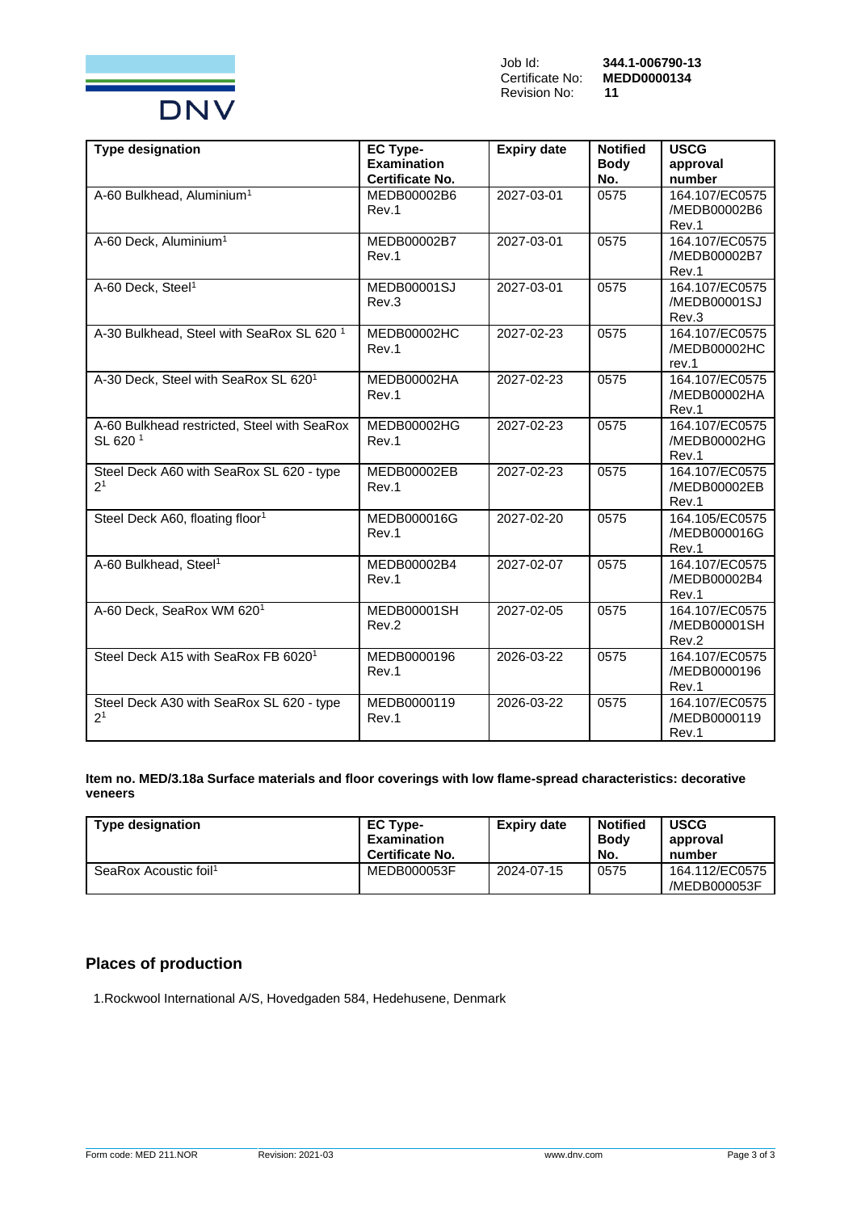Job Id: **344.1-006790-13**
Certificate No: **MEDD0000134**
Revision No: **11**

| Type designation | EC Type-Examination Certificate No. | Expiry date | Notified Body No. | USCG approval number |
|---|---|---|---|---|
| A-60 Bulkhead, Aluminium[1] | MEDB00002B6 Rev.1 | 2027-03-01 | 0575 | 164.107/EC0575 /MEDB00002B6 Rev.1 |
| A-60 Deck, Aluminium[1] | MEDB00002B7 Rev.1 | 2027-03-01 | 0575 | 164.107/EC0575 /MEDB00002B7 Rev.1 |
| A-60 Deck, Steel[1] | MEDB00001SJ Rev.3 | 2027-03-01 | 0575 | 164.107/EC0575 /MEDB00001SJ Rev.3 |
| A-30 Bulkhead, Steel with SeaRox SL 620 [1] | MEDB00002HC Rev.1 | 2027-02-23 | 0575 | 164.107/EC0575 /MEDB00002HC rev.1 |
| A-30 Deck, Steel with SeaRox SL 620[1] | MEDB00002HA Rev.1 | 2027-02-23 | 0575 | 164.107/EC0575 /MEDB00002HA Rev.1 |
| A-60 Bulkhead restricted, Steel with SeaRox SL 620 [1] | MEDB00002HG Rev.1 | 2027-02-23 | 0575 | 164.107/EC0575 /MEDB00002HG Rev.1 |
| Steel Deck A60 with SeaRox SL 620 - type 2[1] | MEDB00002EB Rev.1 | 2027-02-23 | 0575 | 164.107/EC0575 /MEDB00002EB Rev.1 |
| Steel Deck A60, floating floor[1] | MEDB000016G Rev.1 | 2027-02-20 | 0575 | 164.105/EC0575 /MEDB000016G Rev.1 |
| A-60 Bulkhead, Steel[1] | MEDB00002B4 Rev.1 | 2027-02-07 | 0575 | 164.107/EC0575 /MEDB00002B4 Rev.1 |
| A-60 Deck, SeaRox WM 620[1] | MEDB00001SH Rev.2 | 2027-02-05 | 0575 | 164.107/EC0575 /MEDB00001SH Rev.2 |
| Steel Deck A15 with SeaRox FB 6020[1] | MEDB0000196 Rev.1 | 2026-03-22 | 0575 | 164.107/EC0575 /MEDB0000196 Rev.1 |
| Steel Deck A30 with SeaRox SL 620 - type 2[1] | MEDB0000119 Rev.1 | 2026-03-22 | 0575 | 164.107/EC0575 /MEDB0000119 Rev.1 |

**Item no. MED/3.18a Surface materials and floor coverings with low flame-spread characteristics: decorative veneers**

| Type designation | EC Type-Examination Certificate No. | Expiry date | Notified Body No. | USCG approval number |
|---|---|---|---|---|
| SeaRox Acoustic foil[1] | MEDB000053F | 2024-07-15 | 0575 | 164.112/EC0575 /MEDB000053F |

## Places of production

1. Rockwool International A/S, Hovedgaden 584, Hedehusene, Denmark

Form code: MED 211.NOR Revision: 2021-03 www.dnv.com